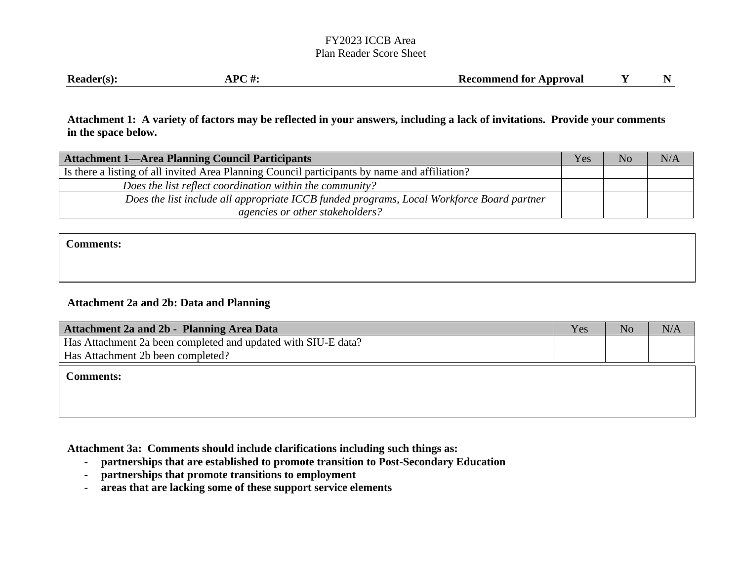# FY2023 ICCB Area
# Plan Reader Score Sheet

**Reader(s):** **APC #:** **Recommend for Approval** **Y** **N**

**Attachment 1: A variety of factors may be reflected in your answers, including a lack of invitations. Provide your comments in the space below.**

| **Attachment 1—Area Planning Council Participants** | Yes | No | N/A |
|---|---|---|---|
| Is there a listing of all invited Area Planning Council participants by name and affiliation? | | | |
| *Does the list reflect coordination within the community?* | | | |
| *Does the list include all appropriate ICCB funded programs, Local Workforce Board partner agencies or other stakeholders?* | | | |

**Comments:**

**Attachment 2a and 2b: Data and Planning**

| **Attachment 2a and 2b - Planning Area Data** | Yes | No | N/A |
|---|---|---|---|
| Has Attachment 2a been completed and updated with SIU-E data? | | | |
| Has Attachment 2b been completed? | | | |

**Comments:**

**Attachment 3a: Comments should include clarifications including such things as:**

- **partnerships that are established to promote transition to Post-Secondary Education**
- **partnerships that promote transitions to employment**
- **areas that are lacking some of these support service elements**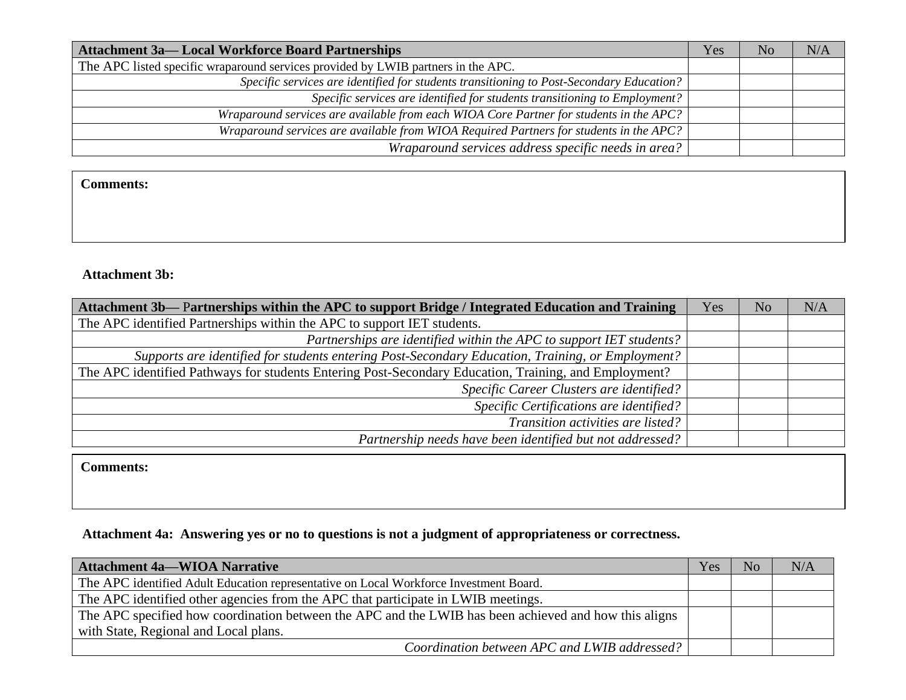| Attachment 3a— Local Workforce Board Partnerships | Yes | No | N/A |
| --- | --- | --- | --- |
| The APC listed specific wraparound services provided by LWIB partners in the APC. | | | |
| *Specific services are identified for students transitioning to Post-Secondary Education?* | | | |
| *Specific services are identified for students transitioning to Employment?* | | | |
| *Wraparound services are available from each WIOA Core Partner for students in the APC?* | | | |
| *Wraparound services are available from WIOA Required Partners for students in the APC?* | | | |
| *Wraparound services address specific needs in area?* | | | |

**Comments:**

**Attachment 3b:**

| Attachment 3b— Partnerships within the APC to support Bridge / Integrated Education and Training | Yes | No | N/A |
| --- | --- | --- | --- |
| The APC identified Partnerships within the APC to support IET students. | | | |
| *Partnerships are identified within the APC to support IET students?* | | | |
| *Supports are identified for students entering Post-Secondary Education, Training, or Employment?* | | | |
| The APC identified Pathways for students Entering Post-Secondary Education, Training, and Employment? | | | |
| *Specific Career Clusters are identified?* | | | |
| *Specific Certifications are identified?* | | | |
| *Transition activities are listed?* | | | |
| *Partnership needs have been identified but not addressed?* | | | |

**Comments:**

**Attachment 4a: Answering yes or no to questions is not a judgment of appropriateness or correctness.**

| Attachment 4a—WIOA Narrative | Yes | No | N/A |
| --- | --- | --- | --- |
| The APC identified Adult Education representative on Local Workforce Investment Board. | | | |
| The APC identified other agencies from the APC that participate in LWIB meetings. | | | |
| The APC specified how coordination between the APC and the LWIB has been achieved and how this aligns with State, Regional and Local plans. | | | |
| *Coordination between APC and LWIB addressed?* | | | |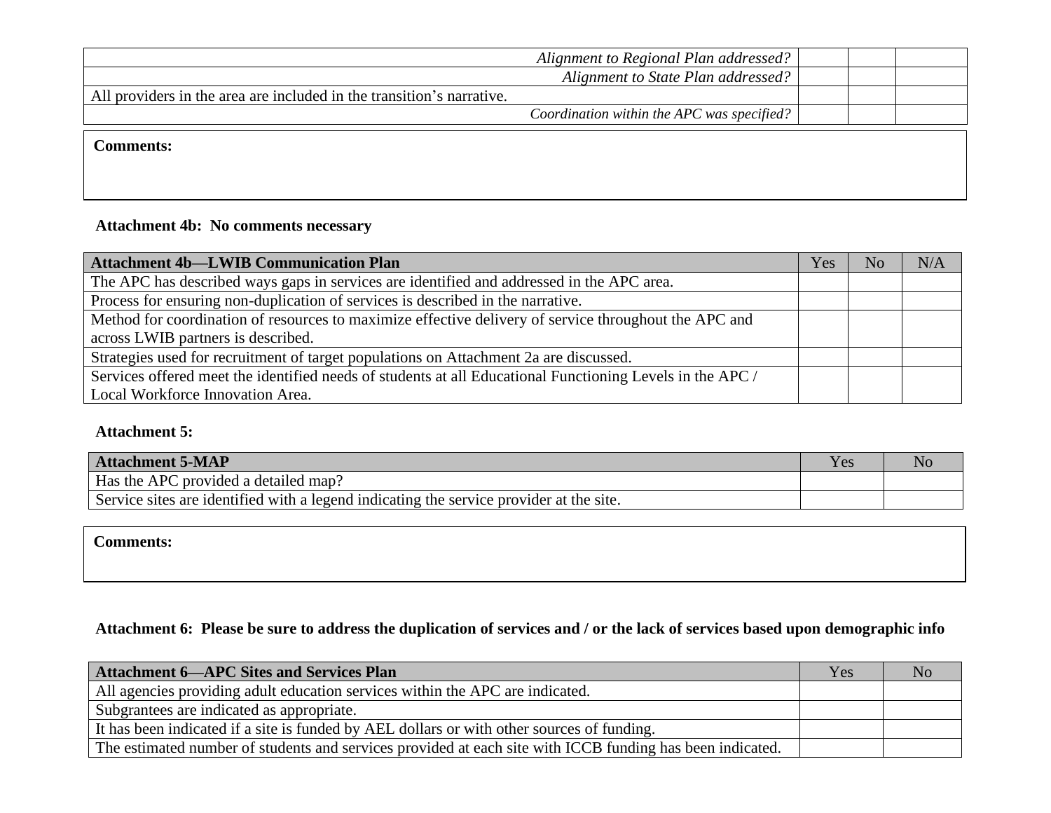| | | | |
|---|---|---|---|
| *Alignment to Regional Plan addressed?* | | | |
| *Alignment to State Plan addressed?* | | | |
| All providers in the area are included in the transition's narrative. | | | |
| *Coordination within the APC was specified?* | | | |

**Comments:**

**Attachment 4b: No comments necessary**

| **Attachment 4b—LWIB Communication Plan** | Yes | No | N/A |
|---|---|---|---|
| The APC has described ways gaps in services are identified and addressed in the APC area. | | | |
| Process for ensuring non-duplication of services is described in the narrative. | | | |
| Method for coordination of resources to maximize effective delivery of service throughout the APC and across LWIB partners is described. | | | |
| Strategies used for recruitment of target populations on Attachment 2a are discussed. | | | |
| Services offered meet the identified needs of students at all Educational Functioning Levels in the APC / Local Workforce Innovation Area. | | | |

**Attachment 5:**

| **Attachment 5-MAP** | Yes | No |
|---|---|---|
| Has the APC provided a detailed map? | | |
| Service sites are identified with a legend indicating the service provider at the site. | | |

**Comments:**

**Attachment 6: Please be sure to address the duplication of services and / or the lack of services based upon demographic info**

| **Attachment 6—APC Sites and Services Plan** | Yes | No |
|---|---|---|
| All agencies providing adult education services within the APC are indicated. | | |
| Subgrantees are indicated as appropriate. | | |
| It has been indicated if a site is funded by AEL dollars or with other sources of funding. | | |
| The estimated number of students and services provided at each site with ICCB funding has been indicated. | | |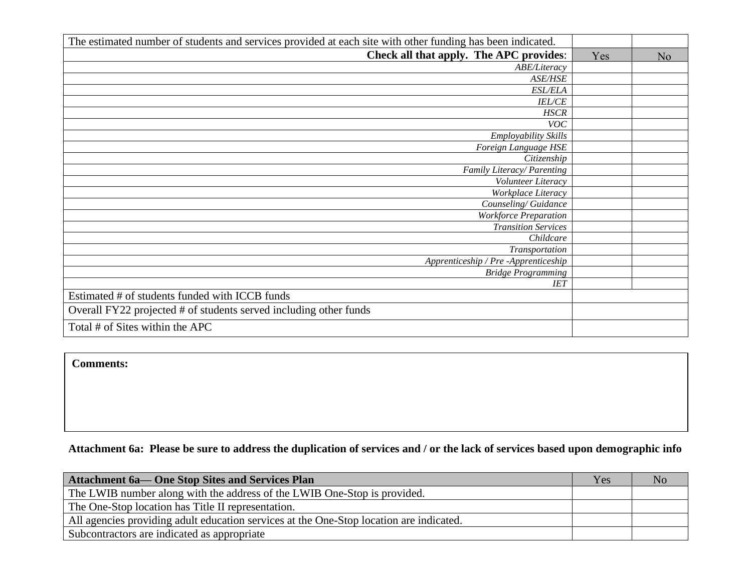| | | |
|---|---|---|
| The estimated number of students and services provided at each site with other funding has been indicated. | | |
| **Check all that apply. The APC provides**: | Yes | No |
| *ABE/Literacy* | | |
| *ASE/HSE* | | |
| *ESL/ELA* | | |
| *IEL/CE* | | |
| *HSCR* | | |
| *VOC* | | |
| *Employability Skills* | | |
| *Foreign Language HSE* | | |
| *Citizenship* | | |
| *Family Literacy/ Parenting* | | |
| *Volunteer Literacy* | | |
| *Workplace Literacy* | | |
| *Counseling/ Guidance* | | |
| *Workforce Preparation* | | |
| *Transition Services* | | |
| *Childcare* | | |
| *Transportation* | | |
| *Apprenticeship / Pre -Apprenticeship* | | |
| *Bridge Programming* | | |
| *IET* | | |
| Estimated # of students funded with ICCB funds | | |
| Overall FY22 projected # of students served including other funds | | |
| Total # of Sites within the APC | | |

**Comments:**

**Attachment 6a: Please be sure to address the duplication of services and / or the lack of services based upon demographic info**

| **Attachment 6a— One Stop Sites and Services Plan** | Yes | No |
|---|---|---|
| The LWIB number along with the address of the LWIB One-Stop is provided. | | |
| The One-Stop location has Title II representation. | | |
| All agencies providing adult education services at the One-Stop location are indicated. | | |
| Subcontractors are indicated as appropriate | | |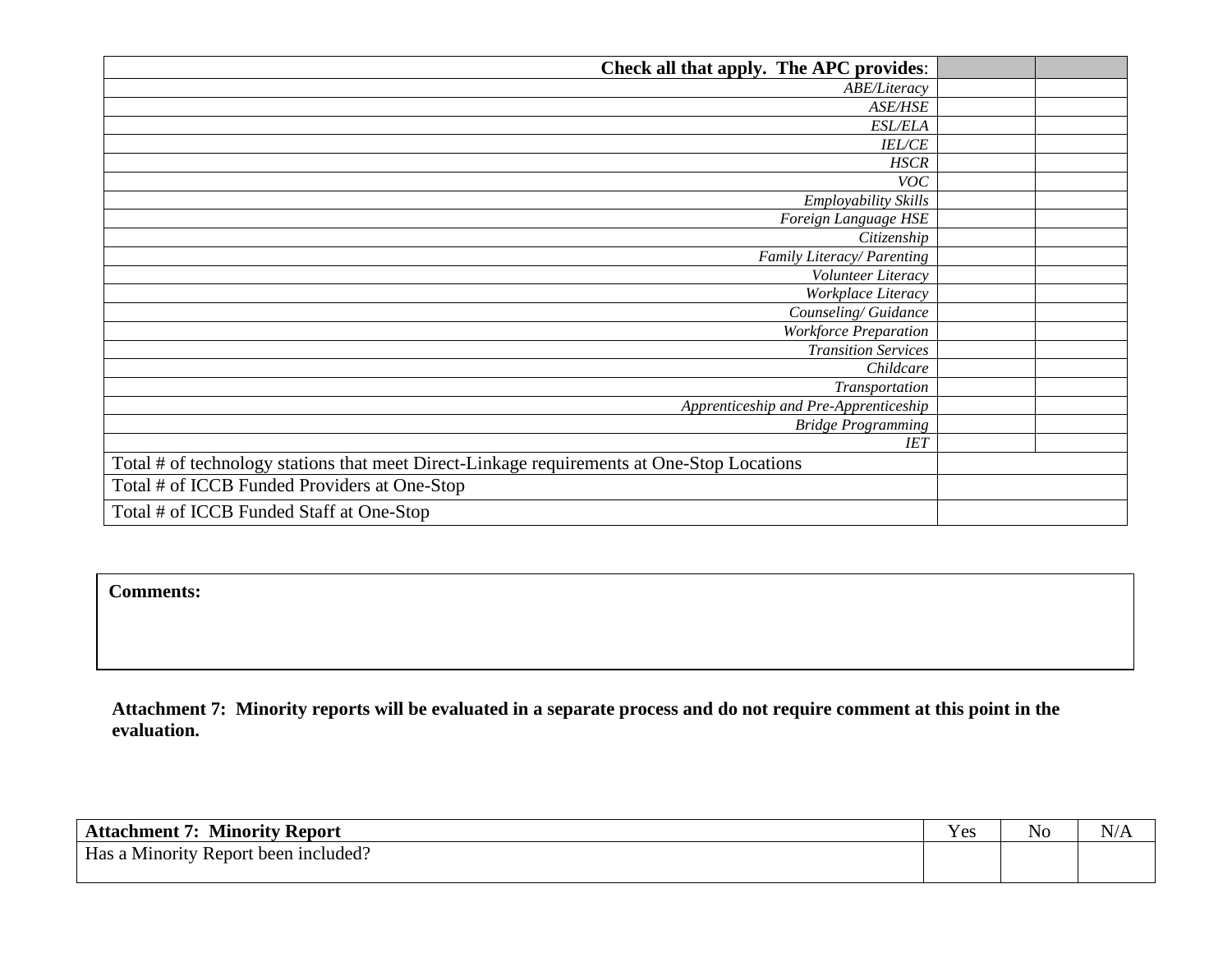| **Check all that apply. The APC provides**: | | |
|---|---|---|
| *ABE/Literacy* | | |
| *ASE/HSE* | | |
| *ESL/ELA* | | |
| *IEL/CE* | | |
| *HSCR* | | |
| *VOC* | | |
| *Employability Skills* | | |
| *Foreign Language HSE* | | |
| *Citizenship* | | |
| *Family Literacy/ Parenting* | | |
| *Volunteer Literacy* | | |
| *Workplace Literacy* | | |
| *Counseling/ Guidance* | | |
| *Workforce Preparation* | | |
| *Transition Services* | | |
| *Childcare* | | |
| *Transportation* | | |
| *Apprenticeship and Pre-Apprenticeship* | | |
| *Bridge Programming* | | |
| *IET* | | |
| Total # of technology stations that meet Direct-Linkage requirements at One-Stop Locations | | |
| Total # of ICCB Funded Providers at One-Stop | | |
| Total # of ICCB Funded Staff at One-Stop | | |

| **Comments:** |
|---|
| |

**Attachment 7: Minority reports will be evaluated in a separate process and do not require comment at this point in the evaluation.**

| **Attachment 7: Minority Report** | Yes | No | N/A |
|---|---|---|---|
| Has a Minority Report been included? | | | |